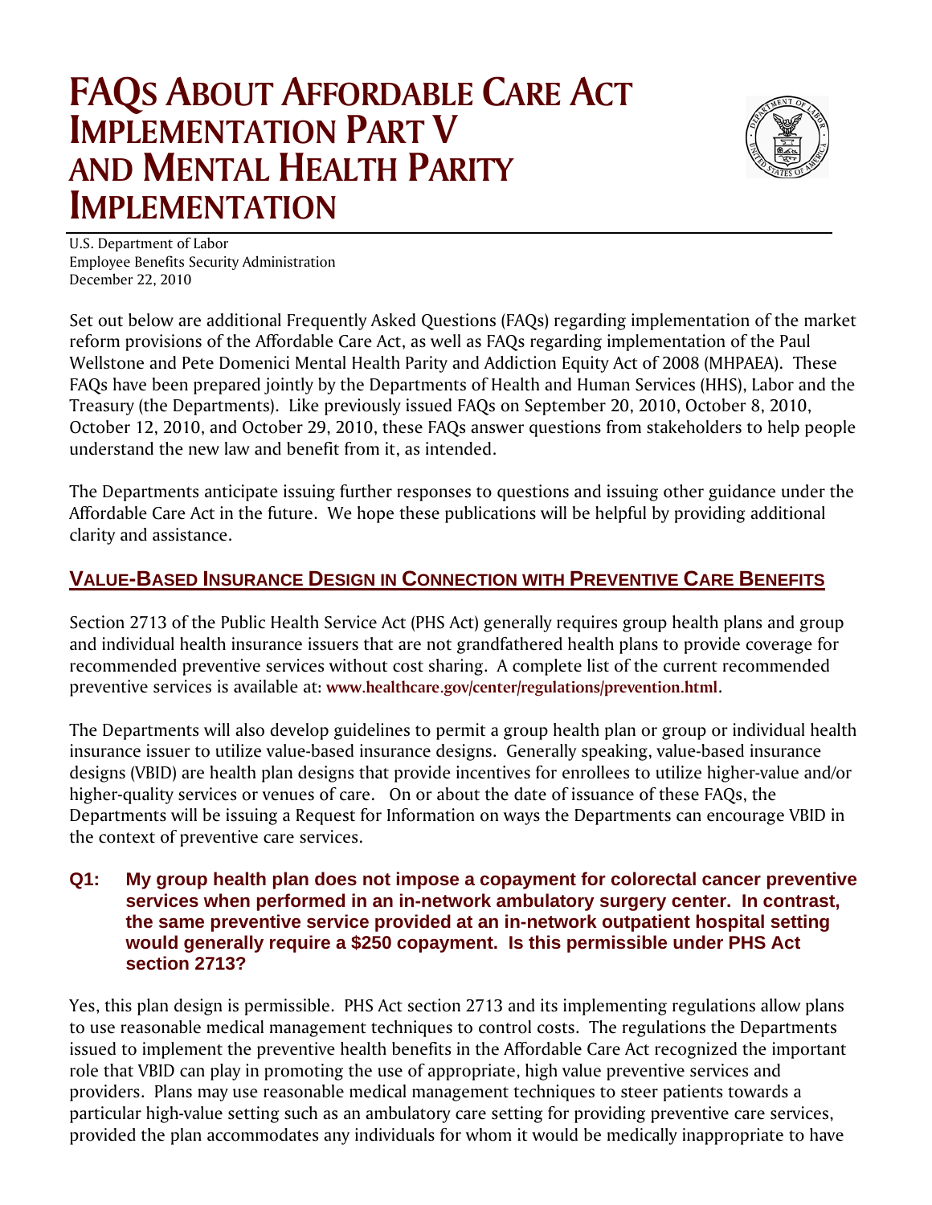# FAQs About Affordable Care Act Implementation Part V and Mental Health Parity Implementation

U.S. Department of Labor
Employee Benefits Security Administration
December 22, 2010

Set out below are additional Frequently Asked Questions (FAQs) regarding implementation of the market reform provisions of the Affordable Care Act, as well as FAQs regarding implementation of the Paul Wellstone and Pete Domenici Mental Health Parity and Addiction Equity Act of 2008 (MHPAEA). These FAQs have been prepared jointly by the Departments of Health and Human Services (HHS), Labor and the Treasury (the Departments). Like previously issued FAQs on September 20, 2010, October 8, 2010, October 12, 2010, and October 29, 2010, these FAQs answer questions from stakeholders to help people understand the new law and benefit from it, as intended.

The Departments anticipate issuing further responses to questions and issuing other guidance under the Affordable Care Act in the future. We hope these publications will be helpful by providing additional clarity and assistance.

## Value-Based Insurance Design in Connection with Preventive Care Benefits

Section 2713 of the Public Health Service Act (PHS Act) generally requires group health plans and group and individual health insurance issuers that are not grandfathered health plans to provide coverage for recommended preventive services without cost sharing. A complete list of the current recommended preventive services is available at: **www.healthcare.gov/center/regulations/prevention.html**.

The Departments will also develop guidelines to permit a group health plan or group or individual health insurance issuer to utilize value-based insurance designs. Generally speaking, value-based insurance designs (VBID) are health plan designs that provide incentives for enrollees to utilize higher-value and/or higher-quality services or venues of care. On or about the date of issuance of these FAQs, the Departments will be issuing a Request for Information on ways the Departments can encourage VBID in the context of preventive care services.

### Q1: My group health plan does not impose a copayment for colorectal cancer preventive services when performed in an in-network ambulatory surgery center. In contrast, the same preventive service provided at an in-network outpatient hospital setting would generally require a $250 copayment. Is this permissible under PHS Act section 2713?

Yes, this plan design is permissible. PHS Act section 2713 and its implementing regulations allow plans to use reasonable medical management techniques to control costs. The regulations the Departments issued to implement the preventive health benefits in the Affordable Care Act recognized the important role that VBID can play in promoting the use of appropriate, high value preventive services and providers. Plans may use reasonable medical management techniques to steer patients towards a particular high-value setting such as an ambulatory care setting for providing preventive care services, provided the plan accommodates any individuals for whom it would be medically inappropriate to have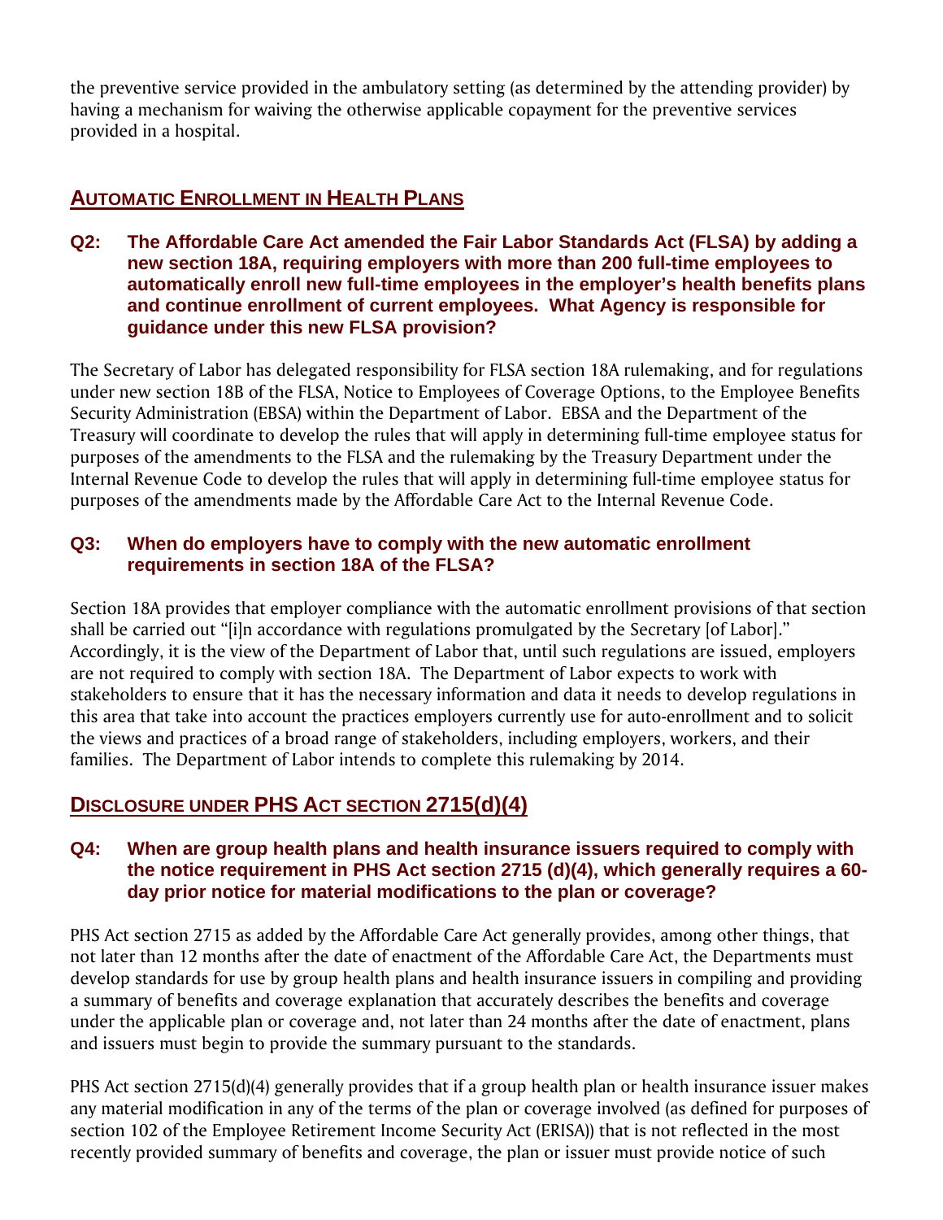the preventive service provided in the ambulatory setting (as determined by the attending provider) by having a mechanism for waiving the otherwise applicable copayment for the preventive services provided in a hospital.

## AUTOMATIC ENROLLMENT IN HEALTH PLANS

### Q2: The Affordable Care Act amended the Fair Labor Standards Act (FLSA) by adding a new section 18A, requiring employers with more than 200 full-time employees to automatically enroll new full-time employees in the employer's health benefits plans and continue enrollment of current employees. What Agency is responsible for guidance under this new FLSA provision?

The Secretary of Labor has delegated responsibility for FLSA section 18A rulemaking, and for regulations under new section 18B of the FLSA, Notice to Employees of Coverage Options, to the Employee Benefits Security Administration (EBSA) within the Department of Labor. EBSA and the Department of the Treasury will coordinate to develop the rules that will apply in determining full-time employee status for purposes of the amendments to the FLSA and the rulemaking by the Treasury Department under the Internal Revenue Code to develop the rules that will apply in determining full-time employee status for purposes of the amendments made by the Affordable Care Act to the Internal Revenue Code.

### Q3: When do employers have to comply with the new automatic enrollment requirements in section 18A of the FLSA?

Section 18A provides that employer compliance with the automatic enrollment provisions of that section shall be carried out "[i]n accordance with regulations promulgated by the Secretary [of Labor]." Accordingly, it is the view of the Department of Labor that, until such regulations are issued, employers are not required to comply with section 18A. The Department of Labor expects to work with stakeholders to ensure that it has the necessary information and data it needs to develop regulations in this area that take into account the practices employers currently use for auto-enrollment and to solicit the views and practices of a broad range of stakeholders, including employers, workers, and their families. The Department of Labor intends to complete this rulemaking by 2014.

## DISCLOSURE UNDER PHS ACT SECTION 2715(d)(4)

### Q4: When are group health plans and health insurance issuers required to comply with the notice requirement in PHS Act section 2715 (d)(4), which generally requires a 60-day prior notice for material modifications to the plan or coverage?

PHS Act section 2715 as added by the Affordable Care Act generally provides, among other things, that not later than 12 months after the date of enactment of the Affordable Care Act, the Departments must develop standards for use by group health plans and health insurance issuers in compiling and providing a summary of benefits and coverage explanation that accurately describes the benefits and coverage under the applicable plan or coverage and, not later than 24 months after the date of enactment, plans and issuers must begin to provide the summary pursuant to the standards.

PHS Act section 2715(d)(4) generally provides that if a group health plan or health insurance issuer makes any material modification in any of the terms of the plan or coverage involved (as defined for purposes of section 102 of the Employee Retirement Income Security Act (ERISA)) that is not reflected in the most recently provided summary of benefits and coverage, the plan or issuer must provide notice of such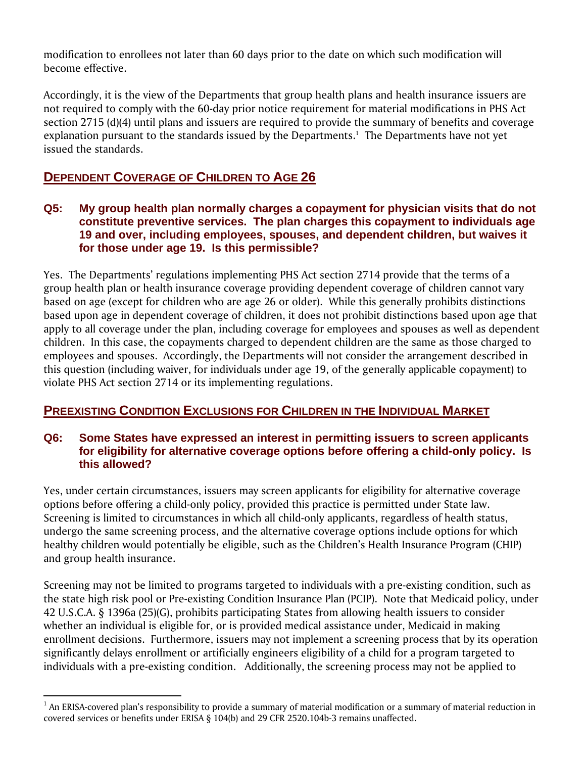modification to enrollees not later than 60 days prior to the date on which such modification will become effective.

Accordingly, it is the view of the Departments that group health plans and health insurance issuers are not required to comply with the 60-day prior notice requirement for material modifications in PHS Act section 2715 (d)(4) until plans and issuers are required to provide the summary of benefits and coverage explanation pursuant to the standards issued by the Departments.[1] The Departments have not yet issued the standards.

## DEPENDENT COVERAGE OF CHILDREN TO AGE 26

### Q5: My group health plan normally charges a copayment for physician visits that do not constitute preventive services. The plan charges this copayment to individuals age 19 and over, including employees, spouses, and dependent children, but waives it for those under age 19. Is this permissible?

Yes. The Departments' regulations implementing PHS Act section 2714 provide that the terms of a group health plan or health insurance coverage providing dependent coverage of children cannot vary based on age (except for children who are age 26 or older). While this generally prohibits distinctions based upon age in dependent coverage of children, it does not prohibit distinctions based upon age that apply to all coverage under the plan, including coverage for employees and spouses as well as dependent children. In this case, the copayments charged to dependent children are the same as those charged to employees and spouses. Accordingly, the Departments will not consider the arrangement described in this question (including waiver, for individuals under age 19, of the generally applicable copayment) to violate PHS Act section 2714 or its implementing regulations.

## PREEXISTING CONDITION EXCLUSIONS FOR CHILDREN IN THE INDIVIDUAL MARKET

### Q6: Some States have expressed an interest in permitting issuers to screen applicants for eligibility for alternative coverage options before offering a child-only policy. Is this allowed?

Yes, under certain circumstances, issuers may screen applicants for eligibility for alternative coverage options before offering a child-only policy, provided this practice is permitted under State law. Screening is limited to circumstances in which all child-only applicants, regardless of health status, undergo the same screening process, and the alternative coverage options include options for which healthy children would potentially be eligible, such as the Children's Health Insurance Program (CHIP) and group health insurance.

Screening may not be limited to programs targeted to individuals with a pre-existing condition, such as the state high risk pool or Pre-existing Condition Insurance Plan (PCIP). Note that Medicaid policy, under 42 U.S.C.A. § 1396a (25)(G), prohibits participating States from allowing health issuers to consider whether an individual is eligible for, or is provided medical assistance under, Medicaid in making enrollment decisions. Furthermore, issuers may not implement a screening process that by its operation significantly delays enrollment or artificially engineers eligibility of a child for a program targeted to individuals with a pre-existing condition. Additionally, the screening process may not be applied to

[1] An ERISA-covered plan's responsibility to provide a summary of material modification or a summary of material reduction in covered services or benefits under ERISA § 104(b) and 29 CFR 2520.104b-3 remains unaffected.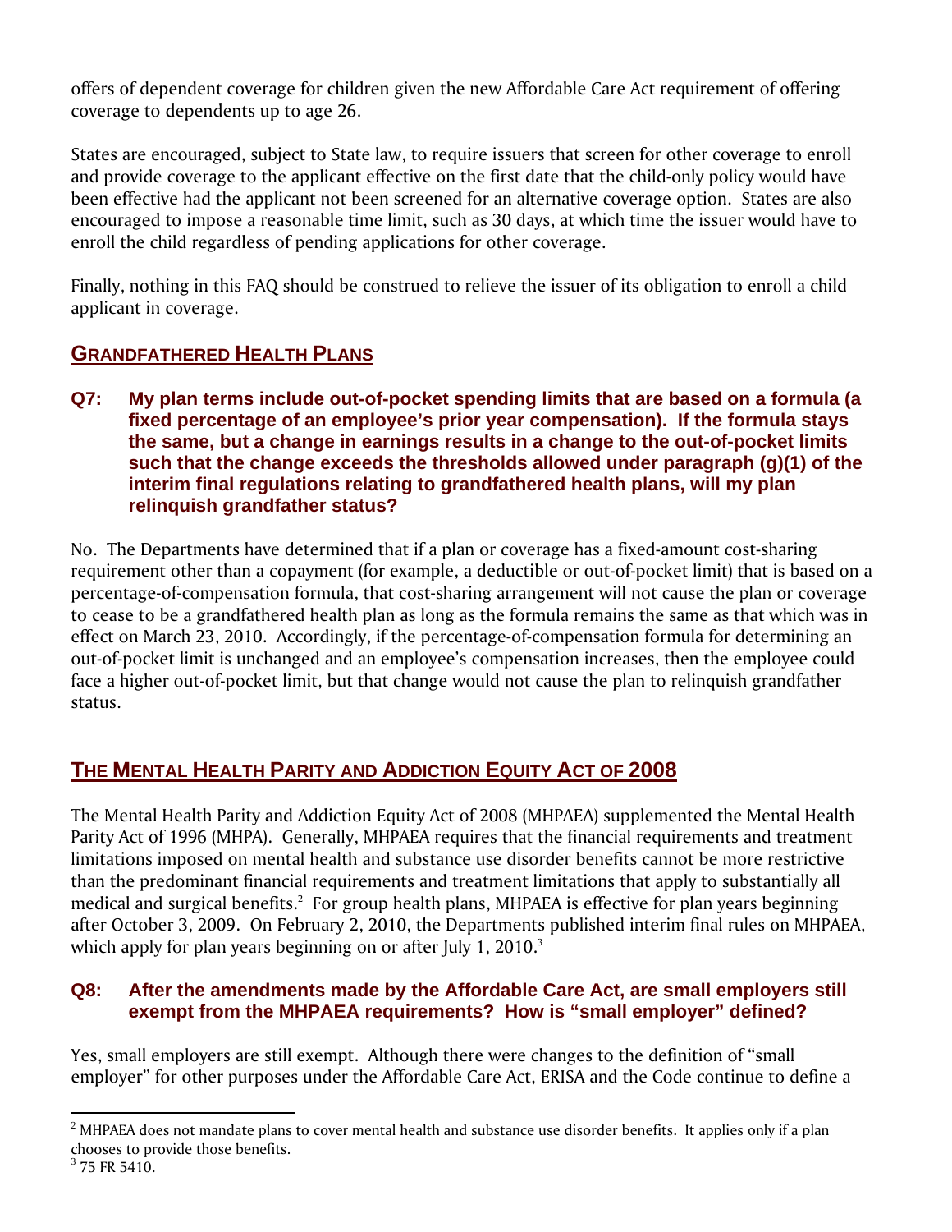offers of dependent coverage for children given the new Affordable Care Act requirement of offering coverage to dependents up to age 26.

States are encouraged, subject to State law, to require issuers that screen for other coverage to enroll and provide coverage to the applicant effective on the first date that the child-only policy would have been effective had the applicant not been screened for an alternative coverage option. States are also encouraged to impose a reasonable time limit, such as 30 days, at which time the issuer would have to enroll the child regardless of pending applications for other coverage.

Finally, nothing in this FAQ should be construed to relieve the issuer of its obligation to enroll a child applicant in coverage.

## GRANDFATHERED HEALTH PLANS

### Q7: My plan terms include out-of-pocket spending limits that are based on a formula (a fixed percentage of an employee's prior year compensation). If the formula stays the same, but a change in earnings results in a change to the out-of-pocket limits such that the change exceeds the thresholds allowed under paragraph (g)(1) of the interim final regulations relating to grandfathered health plans, will my plan relinquish grandfather status?

No. The Departments have determined that if a plan or coverage has a fixed-amount cost-sharing requirement other than a copayment (for example, a deductible or out-of-pocket limit) that is based on a percentage-of-compensation formula, that cost-sharing arrangement will not cause the plan or coverage to cease to be a grandfathered health plan as long as the formula remains the same as that which was in effect on March 23, 2010. Accordingly, if the percentage-of-compensation formula for determining an out-of-pocket limit is unchanged and an employee's compensation increases, then the employee could face a higher out-of-pocket limit, but that change would not cause the plan to relinquish grandfather status.

## THE MENTAL HEALTH PARITY AND ADDICTION EQUITY ACT OF 2008

The Mental Health Parity and Addiction Equity Act of 2008 (MHPAEA) supplemented the Mental Health Parity Act of 1996 (MHPA). Generally, MHPAEA requires that the financial requirements and treatment limitations imposed on mental health and substance use disorder benefits cannot be more restrictive than the predominant financial requirements and treatment limitations that apply to substantially all medical and surgical benefits.[2] For group health plans, MHPAEA is effective for plan years beginning after October 3, 2009. On February 2, 2010, the Departments published interim final rules on MHPAEA, which apply for plan years beginning on or after July 1, 2010.[3]

### Q8: After the amendments made by the Affordable Care Act, are small employers still exempt from the MHPAEA requirements? How is "small employer" defined?

Yes, small employers are still exempt. Although there were changes to the definition of "small employer" for other purposes under the Affordable Care Act, ERISA and the Code continue to define a

---

[2] MHPAEA does not mandate plans to cover mental health and substance use disorder benefits. It applies only if a plan chooses to provide those benefits.

[3] 75 FR 5410.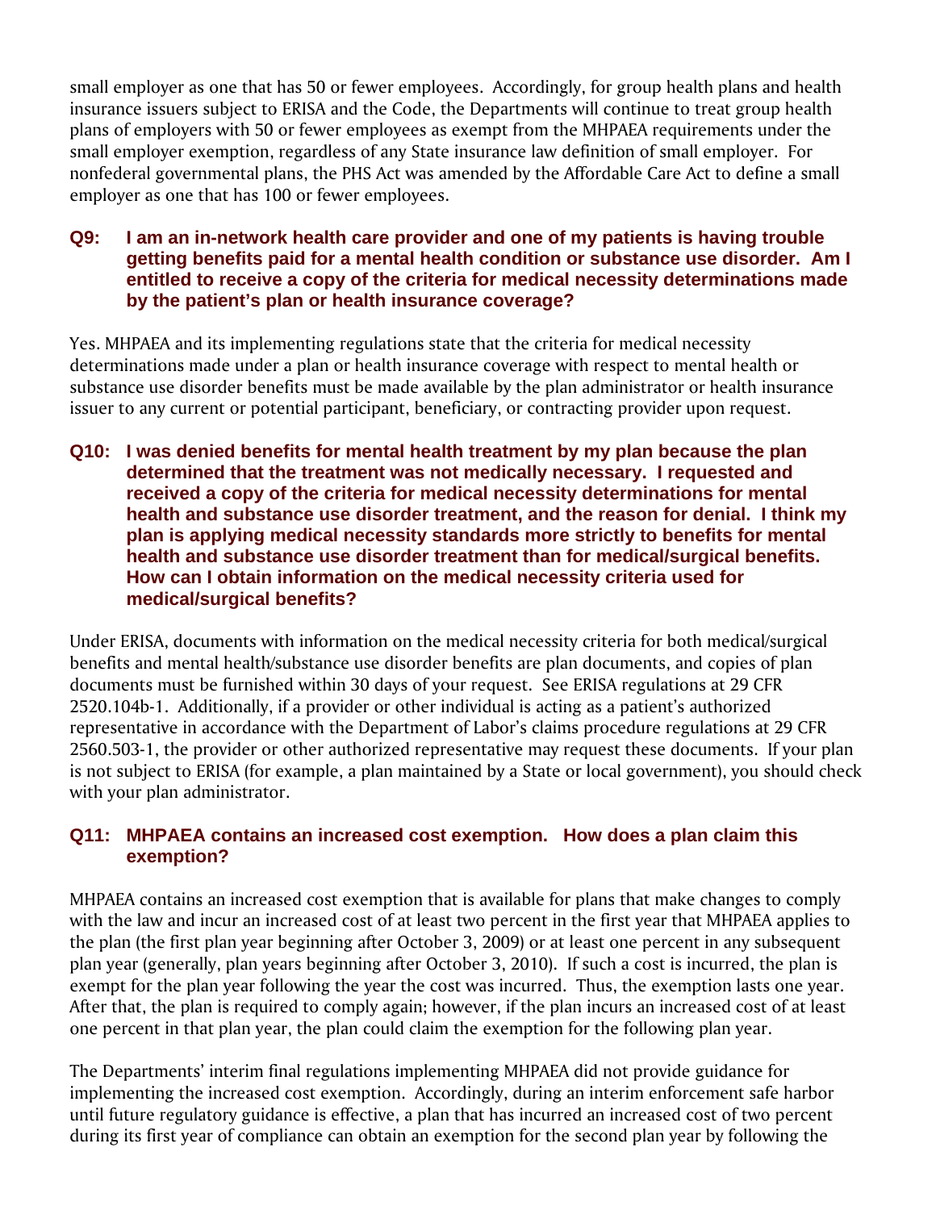small employer as one that has 50 or fewer employees. Accordingly, for group health plans and health insurance issuers subject to ERISA and the Code, the Departments will continue to treat group health plans of employers with 50 or fewer employees as exempt from the MHPAEA requirements under the small employer exemption, regardless of any State insurance law definition of small employer. For nonfederal governmental plans, the PHS Act was amended by the Affordable Care Act to define a small employer as one that has 100 or fewer employees.

### Q9: I am an in-network health care provider and one of my patients is having trouble getting benefits paid for a mental health condition or substance use disorder. Am I entitled to receive a copy of the criteria for medical necessity determinations made by the patient's plan or health insurance coverage?

Yes. MHPAEA and its implementing regulations state that the criteria for medical necessity determinations made under a plan or health insurance coverage with respect to mental health or substance use disorder benefits must be made available by the plan administrator or health insurance issuer to any current or potential participant, beneficiary, or contracting provider upon request.

### Q10: I was denied benefits for mental health treatment by my plan because the plan determined that the treatment was not medically necessary. I requested and received a copy of the criteria for medical necessity determinations for mental health and substance use disorder treatment, and the reason for denial. I think my plan is applying medical necessity standards more strictly to benefits for mental health and substance use disorder treatment than for medical/surgical benefits. How can I obtain information on the medical necessity criteria used for medical/surgical benefits?

Under ERISA, documents with information on the medical necessity criteria for both medical/surgical benefits and mental health/substance use disorder benefits are plan documents, and copies of plan documents must be furnished within 30 days of your request. See ERISA regulations at 29 CFR 2520.104b-1. Additionally, if a provider or other individual is acting as a patient's authorized representative in accordance with the Department of Labor's claims procedure regulations at 29 CFR 2560.503-1, the provider or other authorized representative may request these documents. If your plan is not subject to ERISA (for example, a plan maintained by a State or local government), you should check with your plan administrator.

### Q11: MHPAEA contains an increased cost exemption. How does a plan claim this exemption?

MHPAEA contains an increased cost exemption that is available for plans that make changes to comply with the law and incur an increased cost of at least two percent in the first year that MHPAEA applies to the plan (the first plan year beginning after October 3, 2009) or at least one percent in any subsequent plan year (generally, plan years beginning after October 3, 2010). If such a cost is incurred, the plan is exempt for the plan year following the year the cost was incurred. Thus, the exemption lasts one year. After that, the plan is required to comply again; however, if the plan incurs an increased cost of at least one percent in that plan year, the plan could claim the exemption for the following plan year.

The Departments' interim final regulations implementing MHPAEA did not provide guidance for implementing the increased cost exemption. Accordingly, during an interim enforcement safe harbor until future regulatory guidance is effective, a plan that has incurred an increased cost of two percent during its first year of compliance can obtain an exemption for the second plan year by following the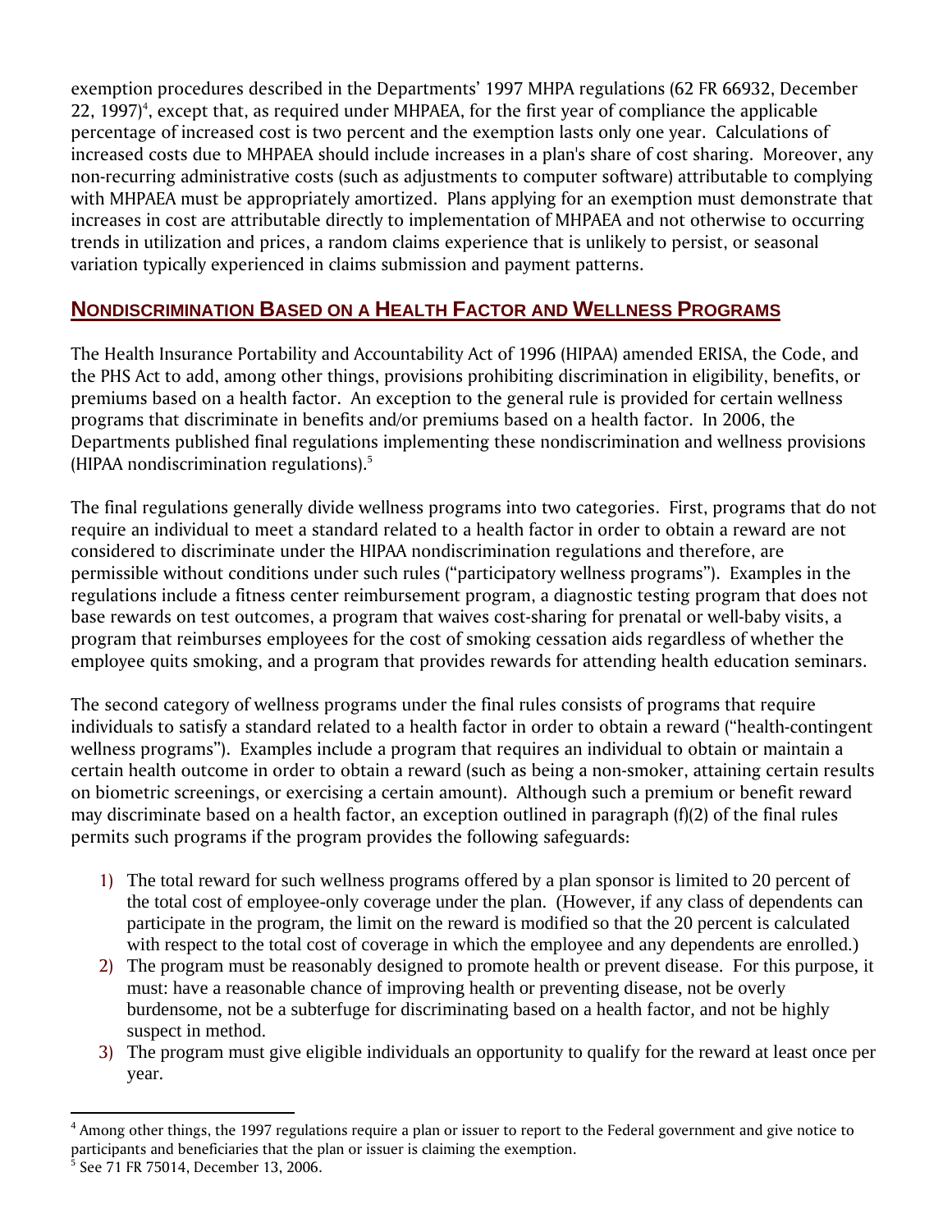exemption procedures described in the Departments' 1997 MHPA regulations (62 FR 66932, December 22, 1997)[4], except that, as required under MHPAEA, for the first year of compliance the applicable percentage of increased cost is two percent and the exemption lasts only one year. Calculations of increased costs due to MHPAEA should include increases in a plan's share of cost sharing. Moreover, any non-recurring administrative costs (such as adjustments to computer software) attributable to complying with MHPAEA must be appropriately amortized. Plans applying for an exemption must demonstrate that increases in cost are attributable directly to implementation of MHPAEA and not otherwise to occurring trends in utilization and prices, a random claims experience that is unlikely to persist, or seasonal variation typically experienced in claims submission and payment patterns.

## NONDISCRIMINATION BASED ON A HEALTH FACTOR AND WELLNESS PROGRAMS

The Health Insurance Portability and Accountability Act of 1996 (HIPAA) amended ERISA, the Code, and the PHS Act to add, among other things, provisions prohibiting discrimination in eligibility, benefits, or premiums based on a health factor. An exception to the general rule is provided for certain wellness programs that discriminate in benefits and/or premiums based on a health factor. In 2006, the Departments published final regulations implementing these nondiscrimination and wellness provisions (HIPAA nondiscrimination regulations).[5]

The final regulations generally divide wellness programs into two categories. First, programs that do not require an individual to meet a standard related to a health factor in order to obtain a reward are not considered to discriminate under the HIPAA nondiscrimination regulations and therefore, are permissible without conditions under such rules ("participatory wellness programs"). Examples in the regulations include a fitness center reimbursement program, a diagnostic testing program that does not base rewards on test outcomes, a program that waives cost-sharing for prenatal or well-baby visits, a program that reimburses employees for the cost of smoking cessation aids regardless of whether the employee quits smoking, and a program that provides rewards for attending health education seminars.

The second category of wellness programs under the final rules consists of programs that require individuals to satisfy a standard related to a health factor in order to obtain a reward ("health-contingent wellness programs"). Examples include a program that requires an individual to obtain or maintain a certain health outcome in order to obtain a reward (such as being a non-smoker, attaining certain results on biometric screenings, or exercising a certain amount). Although such a premium or benefit reward may discriminate based on a health factor, an exception outlined in paragraph (f)(2) of the final rules permits such programs if the program provides the following safeguards:

1) The total reward for such wellness programs offered by a plan sponsor is limited to 20 percent of the total cost of employee-only coverage under the plan. (However, if any class of dependents can participate in the program, the limit on the reward is modified so that the 20 percent is calculated with respect to the total cost of coverage in which the employee and any dependents are enrolled.)
2) The program must be reasonably designed to promote health or prevent disease. For this purpose, it must: have a reasonable chance of improving health or preventing disease, not be overly burdensome, not be a subterfuge for discriminating based on a health factor, and not be highly suspect in method.
3) The program must give eligible individuals an opportunity to qualify for the reward at least once per year.

---

[4] Among other things, the 1997 regulations require a plan or issuer to report to the Federal government and give notice to participants and beneficiaries that the plan or issuer is claiming the exemption.

[5] See 71 FR 75014, December 13, 2006.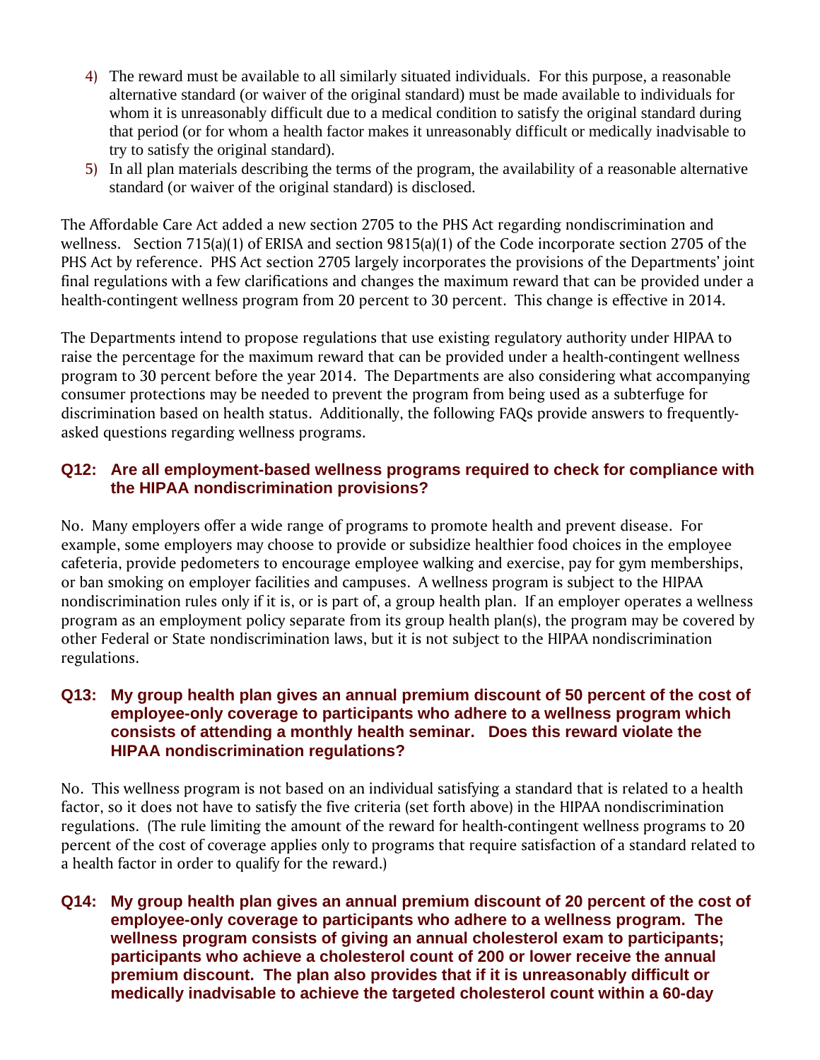4) The reward must be available to all similarly situated individuals. For this purpose, a reasonable alternative standard (or waiver of the original standard) must be made available to individuals for whom it is unreasonably difficult due to a medical condition to satisfy the original standard during that period (or for whom a health factor makes it unreasonably difficult or medically inadvisable to try to satisfy the original standard).
5) In all plan materials describing the terms of the program, the availability of a reasonable alternative standard (or waiver of the original standard) is disclosed.

The Affordable Care Act added a new section 2705 to the PHS Act regarding nondiscrimination and wellness. Section 715(a)(1) of ERISA and section 9815(a)(1) of the Code incorporate section 2705 of the PHS Act by reference. PHS Act section 2705 largely incorporates the provisions of the Departments' joint final regulations with a few clarifications and changes the maximum reward that can be provided under a health-contingent wellness program from 20 percent to 30 percent. This change is effective in 2014.

The Departments intend to propose regulations that use existing regulatory authority under HIPAA to raise the percentage for the maximum reward that can be provided under a health-contingent wellness program to 30 percent before the year 2014. The Departments are also considering what accompanying consumer protections may be needed to prevent the program from being used as a subterfuge for discrimination based on health status. Additionally, the following FAQs provide answers to frequently-asked questions regarding wellness programs.

### Q12: Are all employment-based wellness programs required to check for compliance with the HIPAA nondiscrimination provisions?

No. Many employers offer a wide range of programs to promote health and prevent disease. For example, some employers may choose to provide or subsidize healthier food choices in the employee cafeteria, provide pedometers to encourage employee walking and exercise, pay for gym memberships, or ban smoking on employer facilities and campuses. A wellness program is subject to the HIPAA nondiscrimination rules only if it is, or is part of, a group health plan. If an employer operates a wellness program as an employment policy separate from its group health plan(s), the program may be covered by other Federal or State nondiscrimination laws, but it is not subject to the HIPAA nondiscrimination regulations.

### Q13: My group health plan gives an annual premium discount of 50 percent of the cost of employee-only coverage to participants who adhere to a wellness program which consists of attending a monthly health seminar. Does this reward violate the HIPAA nondiscrimination regulations?

No. This wellness program is not based on an individual satisfying a standard that is related to a health factor, so it does not have to satisfy the five criteria (set forth above) in the HIPAA nondiscrimination regulations. (The rule limiting the amount of the reward for health-contingent wellness programs to 20 percent of the cost of coverage applies only to programs that require satisfaction of a standard related to a health factor in order to qualify for the reward.)

### Q14: My group health plan gives an annual premium discount of 20 percent of the cost of employee-only coverage to participants who adhere to a wellness program. The wellness program consists of giving an annual cholesterol exam to participants; participants who achieve a cholesterol count of 200 or lower receive the annual premium discount. The plan also provides that if it is unreasonably difficult or medically inadvisable to achieve the targeted cholesterol count within a 60-day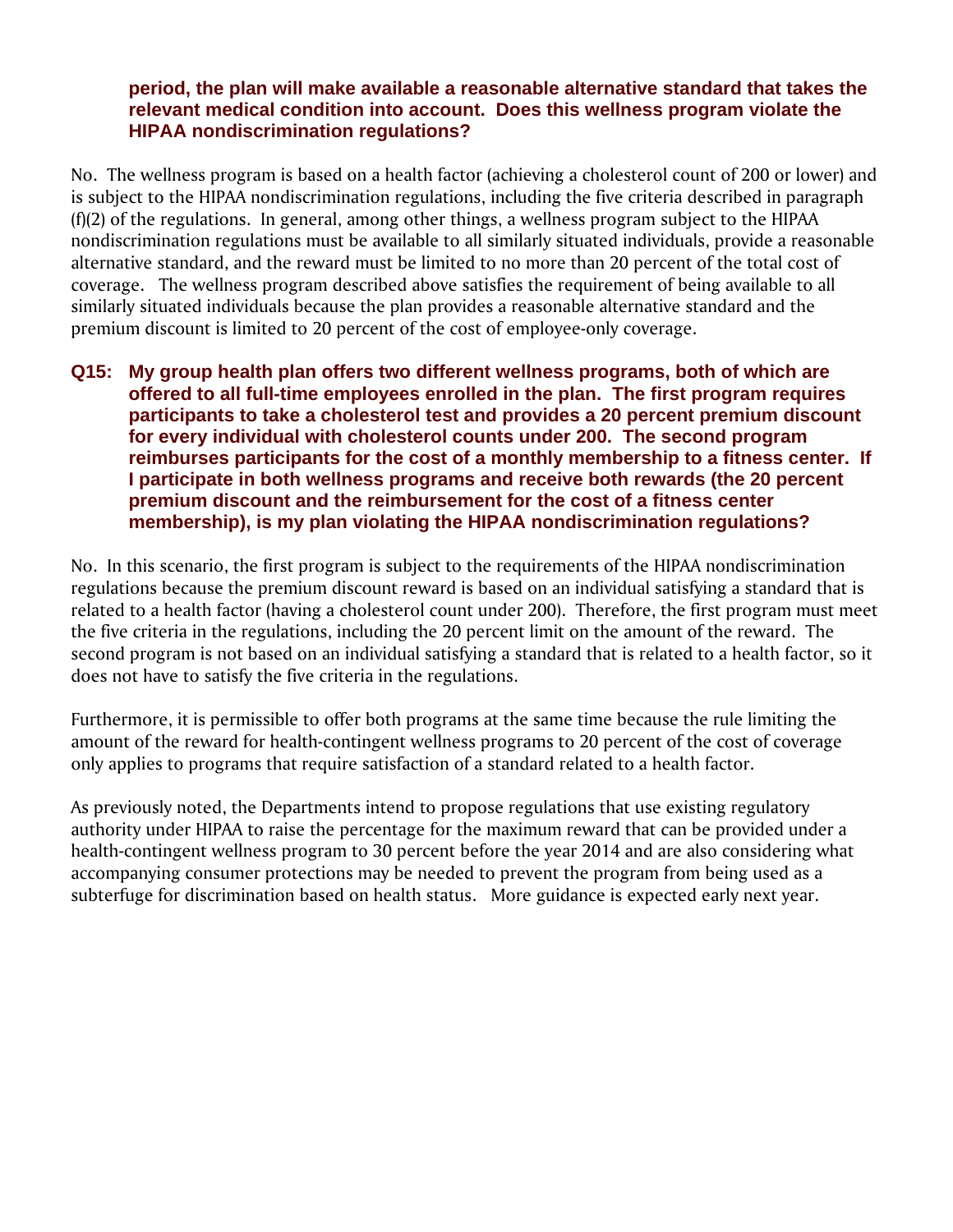**period, the plan will make available a reasonable alternative standard that takes the relevant medical condition into account. Does this wellness program violate the HIPAA nondiscrimination regulations?**

No. The wellness program is based on a health factor (achieving a cholesterol count of 200 or lower) and is subject to the HIPAA nondiscrimination regulations, including the five criteria described in paragraph (f)(2) of the regulations. In general, among other things, a wellness program subject to the HIPAA nondiscrimination regulations must be available to all similarly situated individuals, provide a reasonable alternative standard, and the reward must be limited to no more than 20 percent of the total cost of coverage. The wellness program described above satisfies the requirement of being available to all similarly situated individuals because the plan provides a reasonable alternative standard and the premium discount is limited to 20 percent of the cost of employee-only coverage.

**Q15: My group health plan offers two different wellness programs, both of which are offered to all full-time employees enrolled in the plan. The first program requires participants to take a cholesterol test and provides a 20 percent premium discount for every individual with cholesterol counts under 200. The second program reimburses participants for the cost of a monthly membership to a fitness center. If I participate in both wellness programs and receive both rewards (the 20 percent premium discount and the reimbursement for the cost of a fitness center membership), is my plan violating the HIPAA nondiscrimination regulations?**

No. In this scenario, the first program is subject to the requirements of the HIPAA nondiscrimination regulations because the premium discount reward is based on an individual satisfying a standard that is related to a health factor (having a cholesterol count under 200). Therefore, the first program must meet the five criteria in the regulations, including the 20 percent limit on the amount of the reward. The second program is not based on an individual satisfying a standard that is related to a health factor, so it does not have to satisfy the five criteria in the regulations.

Furthermore, it is permissible to offer both programs at the same time because the rule limiting the amount of the reward for health-contingent wellness programs to 20 percent of the cost of coverage only applies to programs that require satisfaction of a standard related to a health factor.

As previously noted, the Departments intend to propose regulations that use existing regulatory authority under HIPAA to raise the percentage for the maximum reward that can be provided under a health-contingent wellness program to 30 percent before the year 2014 and are also considering what accompanying consumer protections may be needed to prevent the program from being used as a subterfuge for discrimination based on health status. More guidance is expected early next year.